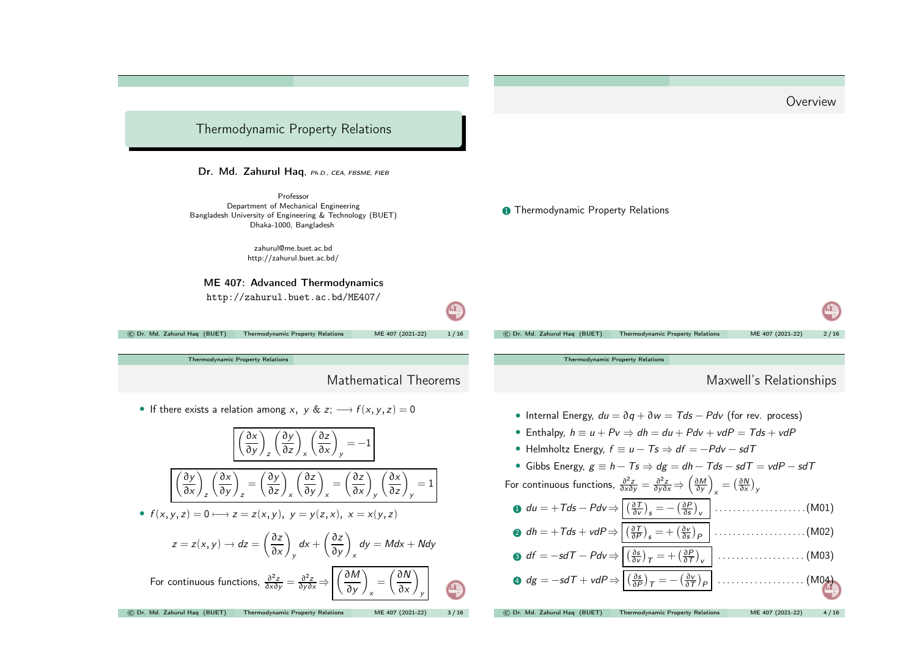# Thermodynamic Property Relations

**Dr. Md. Zahurul Haq**, *Ph.D., CEA, FBSME, FIEB*

Professor
Department of Mechanical Engineering
Bangladesh University of Engineering & Technology (BUET)
Dhaka-1000, Bangladesh

zahurul@me.buet.ac.bd
http://zahurul.buet.ac.bd/

**ME 407: Advanced Thermodynamics**

http://zahurul.buet.ac.bd/ME407/

## Overview

1. Thermodynamic Property Relations

## Mathematical Theorems

- If there exists a relation among $x$, $y$ & $z$; $\longrightarrow f(x, y, z) = 0$

$$\left(\frac{\partial x}{\partial y}\right)_z \left(\frac{\partial y}{\partial z}\right)_x \left(\frac{\partial z}{\partial x}\right)_y = -1$$

$$\left(\frac{\partial y}{\partial x}\right)_z \left(\frac{\partial x}{\partial y}\right)_z = \left(\frac{\partial y}{\partial z}\right)_x \left(\frac{\partial z}{\partial y}\right)_x = \left(\frac{\partial z}{\partial x}\right)_y \left(\frac{\partial x}{\partial z}\right)_y = 1$$

- $f(x, y, z) = 0 \longmapsto z = z(x, y),\ y = y(z, x),\ x = x(y, z)$

$$z = z(x, y) \rightarrow dz = \left(\frac{\partial z}{\partial x}\right)_y dx + \left(\frac{\partial z}{\partial y}\right)_x dy = Mdx + Ndy$$

For continuous functions, $\frac{\partial^2 z}{\partial x \partial y} = \frac{\partial^2 z}{\partial y \partial x} \Rightarrow \left(\frac{\partial M}{\partial y}\right)_x = \left(\frac{\partial N}{\partial x}\right)_y$

## Maxwell's Relationships

- Internal Energy, $du = \partial q + \partial w = Tds - Pdv$ (for rev. process)
- Enthalpy, $h \equiv u + Pv \Rightarrow dh = du + Pdv + vdP = Tds + vdP$
- Helmholtz Energy, $f \equiv u - Ts \Rightarrow df = -Pdv - sdT$
- Gibbs Energy, $g \equiv h - Ts \Rightarrow dg = dh - Tds - sdT = vdP - sdT$

For continuous functions, $\frac{\partial^2 z}{\partial x \partial y} = \frac{\partial^2 z}{\partial y \partial x} \Rightarrow \left(\frac{\partial M}{\partial y}\right)_x = \left(\frac{\partial N}{\partial x}\right)_y$

1. $du = +Tds - Pdv \Rightarrow \left(\frac{\partial T}{\partial v}\right)_s = -\left(\frac{\partial P}{\partial s}\right)_v$ ....................(M01)
2. $dh = +Tds + vdP \Rightarrow \left(\frac{\partial T}{\partial P}\right)_s = +\left(\frac{\partial v}{\partial s}\right)_P$ ....................(M02)
3. $df = -sdT - Pdv \Rightarrow \left(\frac{\partial s}{\partial v}\right)_T = +\left(\frac{\partial P}{\partial T}\right)_v$ ....................(M03)
4. $dg = -sdT + vdP \Rightarrow \left(\frac{\partial s}{\partial P}\right)_T = -\left(\frac{\partial v}{\partial T}\right)_P$ ....................(M04)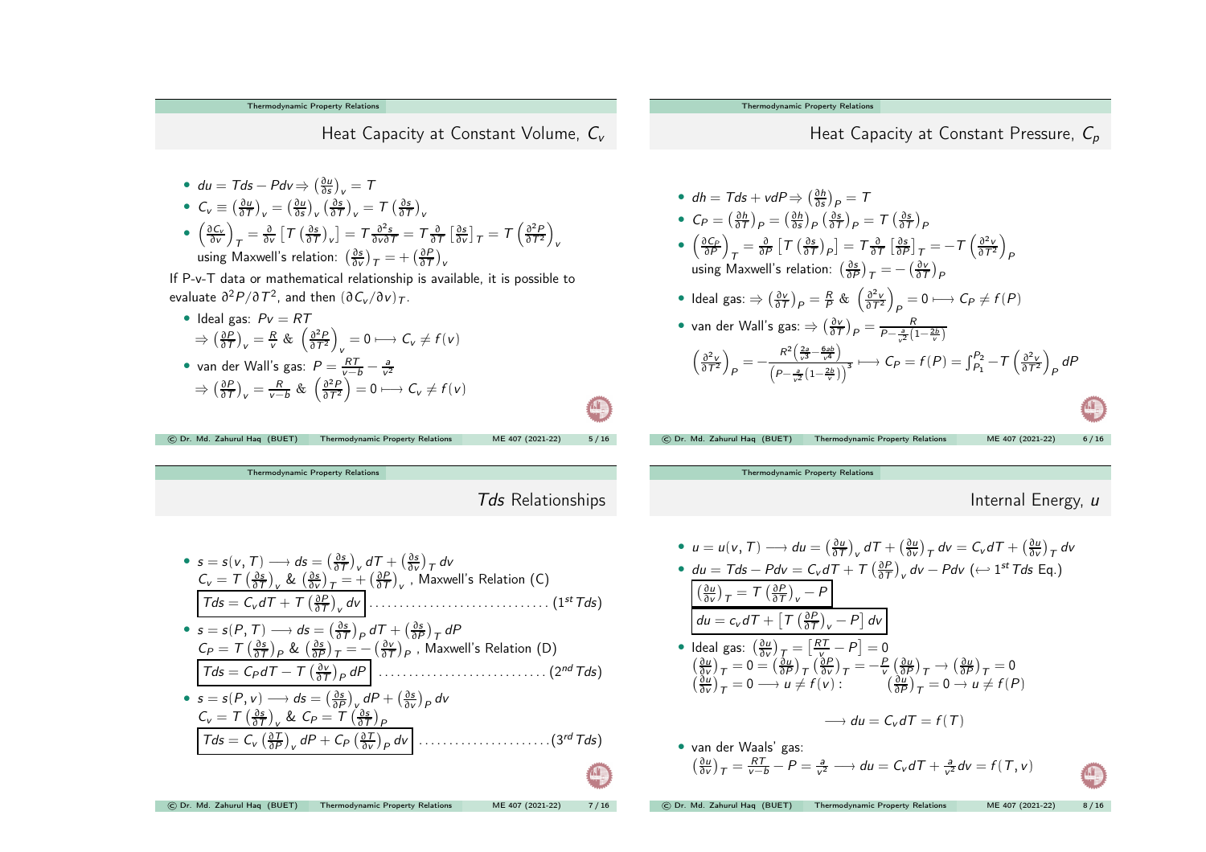## Heat Capacity at Constant Volume, $C_v$

- $du = Tds - Pdv \Rightarrow \left(\frac{\partial u}{\partial s}\right)_v = T$
- $C_v \equiv \left(\frac{\partial u}{\partial T}\right)_v = \left(\frac{\partial u}{\partial s}\right)_v \left(\frac{\partial s}{\partial T}\right)_v = T\left(\frac{\partial s}{\partial T}\right)_v$
- $\left(\frac{\partial C_v}{\partial v}\right)_T = \frac{\partial}{\partial v}\left[T\left(\frac{\partial s}{\partial T}\right)_v\right] = T\frac{\partial^2 s}{\partial v \partial T} = T\frac{\partial}{\partial T}\left[\frac{\partial s}{\partial v}\right]_T = T\left(\frac{\partial^2 P}{\partial T^2}\right)_v$
  using Maxwell's relation: $\left(\frac{\partial s}{\partial v}\right)_T = +\left(\frac{\partial P}{\partial T}\right)_v$

If P-v-T data or mathematical relationship is available, it is possible to evaluate $\partial^2 P/\partial T^2$, and then $(\partial C_v/\partial v)_T$.

- Ideal gas: $Pv = RT$
  $\Rightarrow \left(\frac{\partial P}{\partial T}\right)_v = \frac{R}{v}$ & $\left(\frac{\partial^2 P}{\partial T^2}\right)_v = 0 \longmapsto C_v \neq f(v)$
- van der Wall's gas: $P = \frac{RT}{v-b} - \frac{a}{v^2}$
  $\Rightarrow \left(\frac{\partial P}{\partial T}\right)_v = \frac{R}{v-b}$ & $\left(\frac{\partial^2 P}{\partial T^2}\right) = 0 \longmapsto C_v \neq f(v)$

## Heat Capacity at Constant Pressure, $C_p$

- $dh = Tds + vdP \Rightarrow \left(\frac{\partial h}{\partial s}\right)_P = T$
- $C_P = \left(\frac{\partial h}{\partial T}\right)_P = \left(\frac{\partial h}{\partial s}\right)_P \left(\frac{\partial s}{\partial T}\right)_P = T\left(\frac{\partial s}{\partial T}\right)_P$
- $\left(\frac{\partial C_P}{\partial P}\right)_T = \frac{\partial}{\partial P}\left[T\left(\frac{\partial s}{\partial T}\right)_P\right] = T\frac{\partial}{\partial T}\left[\frac{\partial s}{\partial P}\right]_T = -T\left(\frac{\partial^2 v}{\partial T^2}\right)_P$
  using Maxwell's relation: $\left(\frac{\partial s}{\partial P}\right)_T = -\left(\frac{\partial v}{\partial T}\right)_P$
- Ideal gas: $\Rightarrow \left(\frac{\partial v}{\partial T}\right)_P = \frac{R}{P}$ & $\left(\frac{\partial^2 v}{\partial T^2}\right)_P = 0 \longmapsto C_P \neq f(P)$
- van der Wall's gas: $\Rightarrow \left(\frac{\partial v}{\partial T}\right)_P = \frac{R}{P - \frac{a}{v^2}\left(1-\frac{2b}{v}\right)}$

  $\left(\frac{\partial^2 v}{\partial T^2}\right)_P = -\frac{R^2\left(\frac{2a}{v^3} - \frac{6ab}{v^4}\right)}{\left(P - \frac{a}{v^2}\left(1-\frac{2b}{v}\right)\right)^3} \longmapsto C_P = f(P) = \int_{P_1}^{P_2} -T\left(\frac{\partial^2 v}{\partial T^2}\right)_P dP$

## $Tds$ Relationships

- $s = s(v,T) \longrightarrow ds = \left(\frac{\partial s}{\partial T}\right)_v dT + \left(\frac{\partial s}{\partial v}\right)_T dv$
  $C_v = T\left(\frac{\partial s}{\partial T}\right)_v$ & $\left(\frac{\partial s}{\partial v}\right)_T = +\left(\frac{\partial P}{\partial T}\right)_v$, Maxwell's Relation (C)
  $$Tds = C_v dT + T\left(\frac{\partial P}{\partial T}\right)_v dv \quad \text{.............................. } (1^{st}\ Tds)$$
- $s = s(P,T) \longrightarrow ds = \left(\frac{\partial s}{\partial T}\right)_P dT + \left(\frac{\partial s}{\partial P}\right)_T dP$
  $C_P = T\left(\frac{\partial s}{\partial T}\right)_P$ & $\left(\frac{\partial s}{\partial P}\right)_T = -\left(\frac{\partial v}{\partial T}\right)_P$, Maxwell's Relation (D)
  $$Tds = C_P dT - T\left(\frac{\partial v}{\partial T}\right)_P dP \quad \text{............................ } (2^{nd}\ Tds)$$
- $s = s(P,v) \longrightarrow ds = \left(\frac{\partial s}{\partial P}\right)_v dP + \left(\frac{\partial s}{\partial v}\right)_P dv$
  $C_v = T\left(\frac{\partial s}{\partial T}\right)_v$ & $C_P = T\left(\frac{\partial s}{\partial T}\right)_P$
  $$Tds = C_v\left(\frac{\partial T}{\partial P}\right)_v dP + C_P\left(\frac{\partial T}{\partial v}\right)_P dv \quad \text{...................... } (3^{rd}\ Tds)$$

## Internal Energy, $u$

- $u = u(v,T) \longrightarrow du = \left(\frac{\partial u}{\partial T}\right)_v dT + \left(\frac{\partial u}{\partial v}\right)_T dv = C_v dT + \left(\frac{\partial u}{\partial v}\right)_T dv$
- $du = Tds - Pdv = C_v dT + T\left(\frac{\partial P}{\partial T}\right)_v dv - Pdv$ ($\longleftrightarrow 1^{st}$ $Tds$ Eq.)
  $$\left(\frac{\partial u}{\partial v}\right)_T = T\left(\frac{\partial P}{\partial T}\right)_v - P$$
  $$du = c_v dT + \left[T\left(\frac{\partial P}{\partial T}\right)_v - P\right] dv$$
- Ideal gas: $\left(\frac{\partial u}{\partial v}\right)_T = \left[\frac{RT}{v} - P\right] = 0$
  $\left(\frac{\partial u}{\partial v}\right)_T = 0 = \left(\frac{\partial u}{\partial P}\right)_T\left(\frac{\partial P}{\partial v}\right)_T = -\frac{P}{v}\left(\frac{\partial u}{\partial P}\right)_T \rightarrow \left(\frac{\partial u}{\partial P}\right)_T = 0$
  $\left(\frac{\partial u}{\partial v}\right)_T = 0 \longrightarrow u \neq f(v)$ : $\quad \left(\frac{\partial u}{\partial P}\right)_T = 0 \rightarrow u \neq f(P)$

  $$\longrightarrow du = C_v dT = f(T)$$
- van der Waals' gas:
  $\left(\frac{\partial u}{\partial v}\right)_T = \frac{RT}{v-b} - P = \frac{a}{v^2} \longrightarrow du = C_v dT + \frac{a}{v^2}dv = f(T,v)$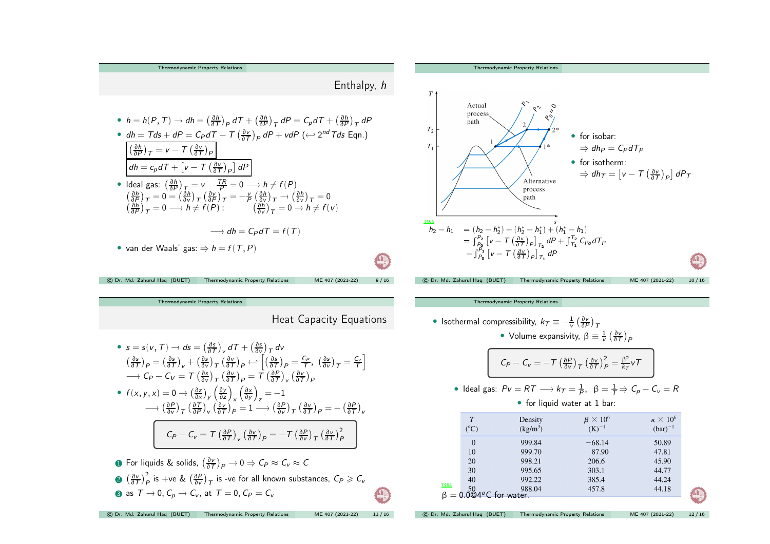## Enthalpy, $h$

- $h = h(P,T) \to dh = \left(\frac{\partial h}{\partial T}\right)_P dT + \left(\frac{\partial h}{\partial P}\right)_T dP = C_P dT + \left(\frac{\partial h}{\partial P}\right)_T dP$
- $dh = Tds + dP = C_P dT - T\left(\frac{\partial v}{\partial T}\right)_P dP + vdP$ ($\leftrightarrow 2^{nd}\, Tds$ Eqn.)

$$\boxed{\left(\frac{\partial h}{\partial P}\right)_T = v - T\left(\frac{\partial v}{\partial T}\right)_P}$$

$$\boxed{dh = c_P dT + \left[v - T\left(\frac{\partial v}{\partial T}\right)_P\right] dP}$$

- Ideal gas: $\left(\frac{\partial h}{\partial P}\right)_T = v - \frac{TR}{P} = 0 \longrightarrow h \neq f(P)$
  $\left(\frac{\partial h}{\partial P}\right)_T = 0 = \left(\frac{\partial h}{\partial v}\right)_T \left(\frac{\partial v}{\partial P}\right)_T = -\frac{v}{P}\left(\frac{\partial h}{\partial v}\right)_T \to \left(\frac{\partial h}{\partial v}\right)_T = 0$
  $\left(\frac{\partial h}{\partial P}\right)_T = 0 \longrightarrow h \neq f(P)$ : $\quad \left(\frac{\partial h}{\partial v}\right)_T = 0 \to h \neq f(v)$

$$\longrightarrow dh = C_P dT = f(T)$$

- van der Waals' gas: $\Rightarrow h = f(T,P)$

---

- for isobar:
  $\Rightarrow dh_P = C_P dT_P$
- for isotherm:
  $\Rightarrow dh_T = \left[v - T\left(\frac{\partial v}{\partial T}\right)_P\right] dP_T$

$$\begin{aligned} h_2 - h_1 &= (h_2 - h_2^*) + (h_2^* - h_1^*) + (h_1^* - h_1) \\ &= \int_{P_0}^{P_2}\left[v - T\left(\frac{\partial v}{\partial T}\right)_P\right]_{T_2} dP + \int_{T_1}^{T_2} C_{P0} dT_P \\ &\quad - \int_{P_0}^{P_1}\left[v - T\left(\frac{\partial v}{\partial T}\right)_P\right]_{T_1} dP \end{aligned}$$

---

## Heat Capacity Equations

- $s = s(v,T) \to ds = \left(\frac{\partial s}{\partial T}\right)_v dT + \left(\frac{\partial s}{\partial v}\right)_T dv$
  $\left(\frac{\partial s}{\partial T}\right)_P = \left(\frac{\partial s}{\partial v}\right)_v + \left(\frac{\partial s}{\partial v}\right)_T \left(\frac{\partial v}{\partial T}\right)_P \leftrightarrow \left[\left(\frac{\partial s}{\partial T}\right)_P = \frac{C_P}{T},\ \left(\frac{\partial s}{\partial v}\right)_T = \frac{C_v}{T}\right]$
  $\longrightarrow C_P - C_V = T\left(\frac{\partial s}{\partial v}\right)_T \left(\frac{\partial v}{\partial T}\right)_P = T\left(\frac{\partial P}{\partial T}\right)_v \left(\frac{\partial v}{\partial T}\right)_P$
- $f(x,y,x) = 0 \to \left(\frac{\partial z}{\partial x}\right)_y \left(\frac{\partial y}{\partial z}\right)_x \left(\frac{\partial x}{\partial y}\right)_z = -1$
  $\longrightarrow \left(\frac{\partial P}{\partial v}\right)_T \left(\frac{\partial T}{\partial P}\right)_v \left(\frac{\partial v}{\partial T}\right)_P = 1 \longrightarrow \left(\frac{\partial P}{\partial v}\right)_T \left(\frac{\partial v}{\partial T}\right)_P = -\left(\frac{\partial P}{\partial T}\right)_v$

$$\boxed{C_P - C_v = T\left(\frac{\partial P}{\partial T}\right)_v \left(\frac{\partial v}{\partial T}\right)_P = -T\left(\frac{\partial P}{\partial v}\right)_T \left(\frac{\partial v}{\partial T}\right)_P^2}$$

1. For liquids & solids, $\left(\frac{\partial v}{\partial T}\right)_P \to 0 \Rightarrow C_P \approx C_v \approx C$
2. $\left(\frac{\partial v}{\partial T}\right)_P^2$ is +ve & $\left(\frac{\partial P}{\partial v}\right)_T$ is -ve for all known substances, $C_P \geqslant C_v$
3. as $T \to 0$, $C_p \to C_v$, at $T = 0$, $C_P = C_v$

---

- Isothermal compressibility, $k_T \equiv -\frac{1}{v}\left(\frac{\partial v}{\partial P}\right)_T$
  - Volume expansivity, $\beta \equiv \frac{1}{v}\left(\frac{\partial v}{\partial T}\right)_P$

$$\boxed{C_P - C_v = -T\left(\frac{\partial P}{\partial v}\right)_T \left(\frac{\partial v}{\partial T}\right)_P^2 = \frac{\beta^2}{k_T} vT}$$

- Ideal gas: $Pv = RT \longrightarrow k_T = \frac{1}{P},\ \beta = \frac{1}{T} \Rightarrow C_p - C_v = R$
  - for liquid water at 1 bar:

| $T$ (°C) | Density (kg/m³) | $\beta \times 10^6$ (K)$^{-1}$ | $\kappa \times 10^6$ (bar)$^{-1}$ |
|---|---|---|---|
| 0 | 999.84 | −68.14 | 50.89 |
| 10 | 999.70 | 87.90 | 47.81 |
| 20 | 998.21 | 206.6 | 45.90 |
| 30 | 995.65 | 303.1 | 44.77 |
| 40 | 992.22 | 385.4 | 44.24 |
| 50 | 988.04 | 457.8 | 44.18 |

$\beta = 0.0$@$4^o C$ for water.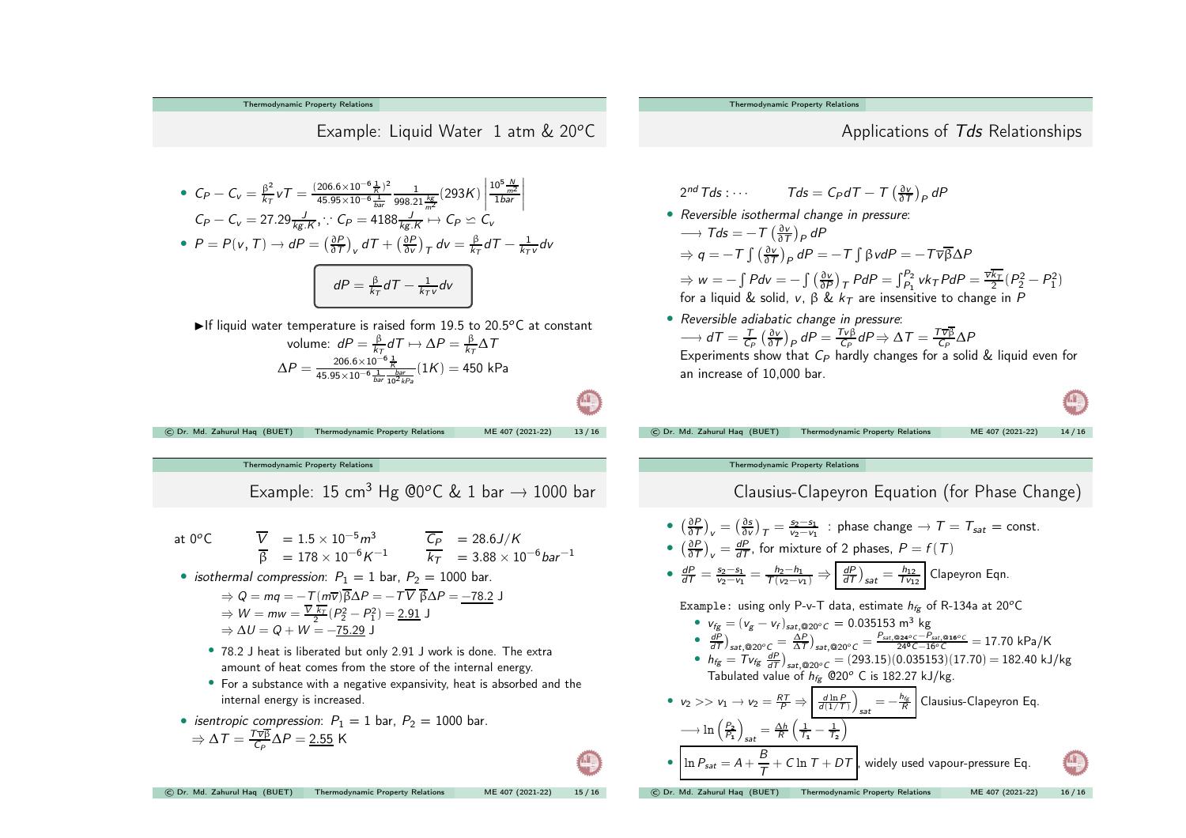## Example: Liquid Water 1 atm & 20°C

- $C_P - C_v = \frac{\beta^2}{k_T} vT = \frac{(206.6\times10^{-6}\frac{1}{K})^2}{45.95\times10^{-6}\frac{1}{bar}} \frac{1}{998.21\frac{kg}{m^3}}(293K) \left| \frac{10^5\frac{N}{m^2}}{1bar} \right|$

  $C_P - C_v = 27.29\frac{J}{kg.K}, \because C_P = 4188\frac{J}{kg.K} \mapsto C_P \simeq C_v$
- $P = P(v,T) \rightarrow dP = \left(\frac{\partial P}{\partial T}\right)_v dT + \left(\frac{\partial P}{\partial v}\right)_T dv = \frac{\beta}{k_T}dT - \frac{1}{k_T v}dv$

$$\boxed{dP = \frac{\beta}{k_T}dT - \frac{1}{k_T v}dv}$$

►If liquid water temperature is raised form 19.5 to 20.5°C at constant volume: $dP = \frac{\beta}{k_T}dT \mapsto \Delta P = \frac{\beta}{k_T}\Delta T$

$$\Delta P = \frac{206.6\times10^{-6}\frac{1}{K}}{45.95\times10^{-6}\frac{1}{bar}\frac{bar}{10^2 kPa}}(1K) = 450 \text{ kPa}$$

## Applications of *Tds* Relationships

$2^{nd}\, Tds: \cdots \qquad Tds = C_P dT - T\left(\frac{\partial v}{\partial T}\right)_P dP$

- *Reversible isothermal change in pressure*:

  $\longrightarrow Tds = -T\left(\frac{\partial v}{\partial T}\right)_P dP$

  $\Rightarrow q = -T\int\left(\frac{\partial v}{\partial T}\right)_P dP = -T\int \beta v dP = -T\overline{v}\overline{\beta}\Delta P$

  $\Rightarrow w = -\int P dv = -\int\left(\frac{\partial v}{\partial P}\right)_T P dP = \int_{P_1}^{P_2} v k_T P dP = \frac{\overline{v k_T}}{2}(P_2^2 - P_1^2)$

  for a liquid & solid, $v$, $\beta$ & $k_T$ are insensitive to change in $P$
- *Reversible adiabatic change in pressure*:

  $\longrightarrow dT = \frac{T}{C_P}\left(\frac{\partial v}{\partial T}\right)_P dP = \frac{Tv\beta}{C_P}dP \Rightarrow \Delta T = \frac{T\overline{v\beta}}{C_P}\Delta P$

  Experiments show that $C_P$ hardly changes for a solid & liquid even for an increase of 10,000 bar.

## Example: 15 cm$^3$ Hg @0°C & 1 bar $\longrightarrow$ 1000 bar

at 0°C $\qquad \overline{V} = 1.5\times10^{-5} m^3 \qquad \overline{C_P} = 28.6 J/K$

$\qquad\qquad \overline{\beta} = 178\times10^{-6} K^{-1} \qquad \overline{k_T} = 3.88\times10^{-6} bar^{-1}$

- *isothermal compression*: $P_1 = 1$ bar, $P_2 = 1000$ bar.

  $\Rightarrow Q = mq = -T(m\overline{v})\overline{\beta}\Delta P = -T\overline{V}\,\overline{\beta}\Delta P = \underline{-78.2}$ J

  $\Rightarrow W = mw = \frac{\overline{V}\,\overline{k_T}}{2}(P_2^2 - P_1^2) = \underline{2.91}$ J

  $\Rightarrow \Delta U = Q + W = \underline{-75.29}$ J

  - 78.2 J heat is liberated but only 2.91 J work is done. The extra amount of heat comes from the store of the internal energy.
  - For a substance with a negative expansivity, heat is absorbed and the internal energy is increased.
- *isentropic compression*: $P_1 = 1$ bar, $P_2 = 1000$ bar.

  $\Rightarrow \Delta T = \frac{T\overline{v\beta}}{C_P}\Delta P = \underline{2.55}$ K

## Clausius-Clapeyron Equation (for Phase Change)

- $\left(\frac{\partial P}{\partial T}\right)_v = \left(\frac{\partial s}{\partial v}\right)_T = \frac{s_2 - s_1}{v_2 - v_1}$ : phase change $\rightarrow T = T_{sat}$ = const.
- $\left(\frac{\partial P}{\partial T}\right)_v = \frac{dP}{dT}$, for mixture of 2 phases, $P = f(T)$
- $\frac{dP}{dT} = \frac{s_2 - s_1}{v_2 - v_1} = \frac{h_2 - h_1}{T(v_2 - v_1)} \Rightarrow \boxed{\left(\frac{dP}{dT}\right)_{sat} = \frac{h_{12}}{Tv_{12}}}$ Clapeyron Eqn.

  Example: using only P-v-T data, estimate $h_{fg}$ of R-134a at 20°C
  - $v_{fg} = (v_g - v_f)_{sat,@20^oC} = 0.035153$ m$^3$ kg
  - $\left.\frac{dP}{dT}\right)_{sat,@20^oC} = \left.\frac{\Delta P}{\Delta T}\right)_{sat,@20^oC} = \frac{P_{sat,@24^oC} - P_{sat,@16^oC}}{24^oC - 16^oC} = 17.70$ kPa/K
  - $h_{fg} = Tv_{fg}\left.\frac{dP}{dT}\right)_{sat,@20^oC} = (293.15)(0.035153)(17.70) = 182.40$ kJ/kg

    Tabulated value of $h_{fg}$ @20° C is 182.27 kJ/kg.
- $v_2 >> v_1 \rightarrow v_2 = \frac{RT}{P} \Rightarrow \boxed{\left(\frac{d\ln P}{d(1/T)}\right)_{sat} = -\frac{h_{fg}}{R}}$ Clausius-Clapeyron Eq.

  $\longrightarrow \ln\left(\frac{P_2}{P_1}\right)_{sat} = \frac{\Delta h}{R}\left(\frac{1}{T_1} - \frac{1}{T_2}\right)$
- $\boxed{\ln P_{sat} = A + \frac{B}{T} + C\ln T + DT}$, widely used vapour-pressure Eq.